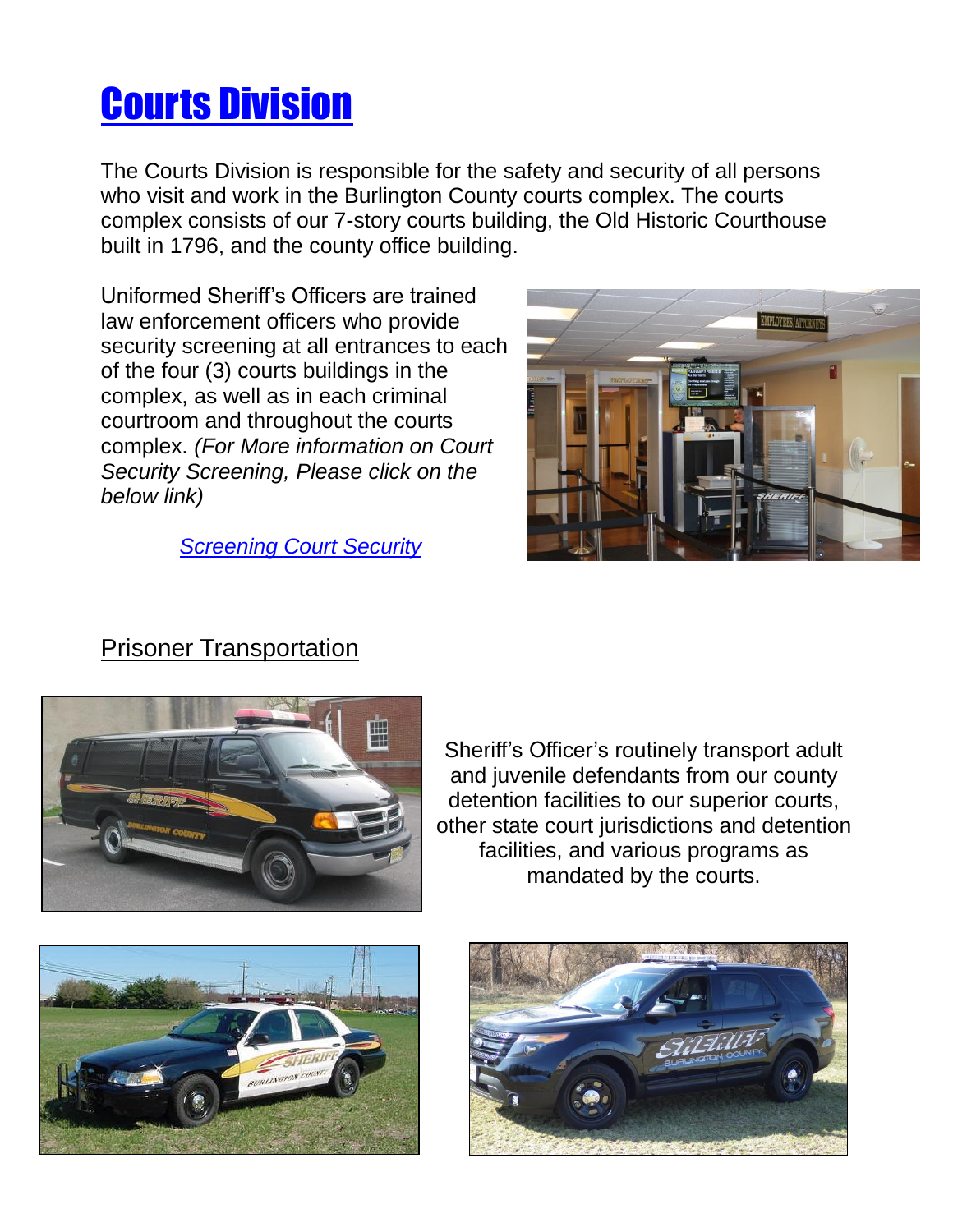# [Courts Division]()

The Courts Division is responsible for the safety and security of all persons who visit and work in the Burlington County courts complex. The courts complex consists of our 7-story courts building, the Old Historic Courthouse built in 1796, and the county office building.

Uniformed Sheriff's Officers are trained law enforcement officers who provide security screening at all entrances to each of the four (3) courts buildings in the complex, as well as in each criminal courtroom and throughout the courts complex. *(For More information on Court Security Screening, Please click on the below link)*

*[Screening Court Security]()*

## Prisoner Transportation

Sheriff's Officer's routinely transport adult and juvenile defendants from our county detention facilities to our superior courts, other state court jurisdictions and detention facilities, and various programs as mandated by the courts.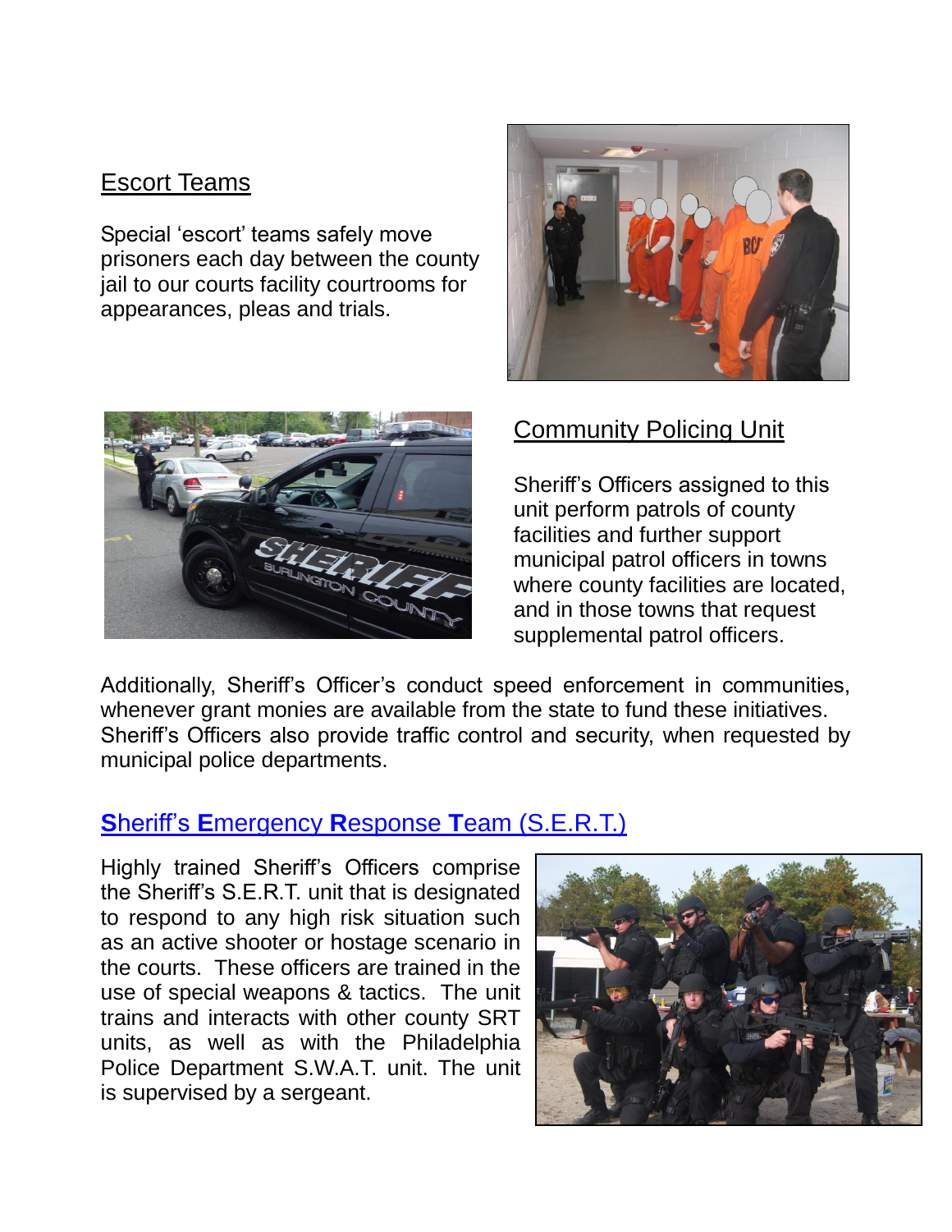## Escort Teams

Special 'escort' teams safely move prisoners each day between the county jail to our courts facility courtrooms for appearances, pleas and trials.

## Community Policing Unit

Sheriff's Officers assigned to this unit perform patrols of county facilities and further support municipal patrol officers in towns where county facilities are located, and in those towns that request supplemental patrol officers.

Additionally, Sheriff's Officer's conduct speed enforcement in communities, whenever grant monies are available from the state to fund these initiatives. Sheriff's Officers also provide traffic control and security, when requested by municipal police departments.

## **S**heriff's **E**mergency **R**esponse **T**eam (S.E.R.T.)

Highly trained Sheriff's Officers comprise the Sheriff's S.E.R.T. unit that is designated to respond to any high risk situation such as an active shooter or hostage scenario in the courts. These officers are trained in the use of special weapons & tactics. The unit trains and interacts with other county SRT units, as well as with the Philadelphia Police Department S.W.A.T. unit. The unit is supervised by a sergeant.